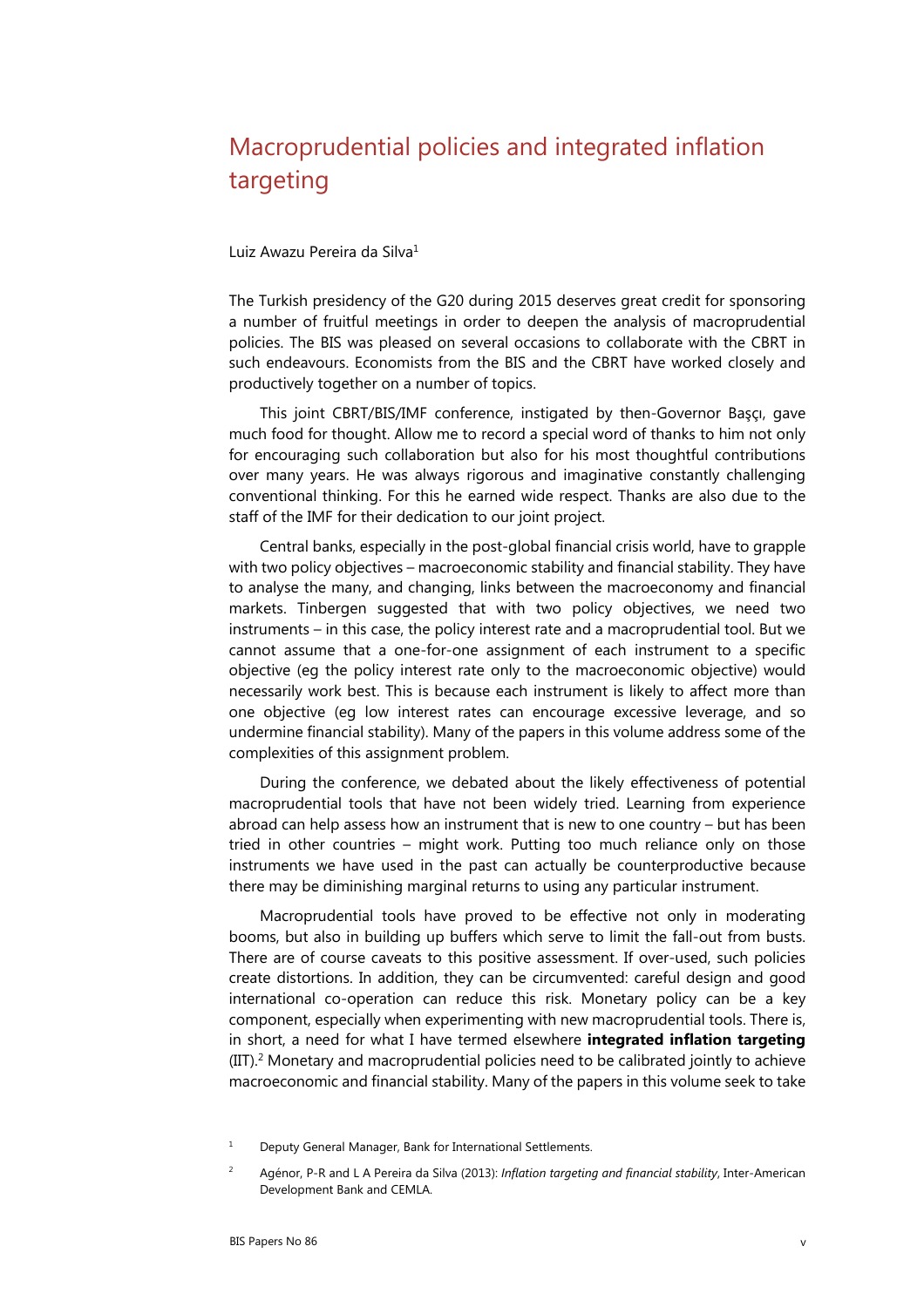# Macroprudential policies and integrated inflation targeting

Luiz Awazu Pereira da Silva[1]

The Turkish presidency of the G20 during 2015 deserves great credit for sponsoring a number of fruitful meetings in order to deepen the analysis of macroprudential policies. The BIS was pleased on several occasions to collaborate with the CBRT in such endeavours. Economists from the BIS and the CBRT have worked closely and productively together on a number of topics.

This joint CBRT/BIS/IMF conference, instigated by then-Governor Başçı, gave much food for thought. Allow me to record a special word of thanks to him not only for encouraging such collaboration but also for his most thoughtful contributions over many years. He was always rigorous and imaginative constantly challenging conventional thinking. For this he earned wide respect. Thanks are also due to the staff of the IMF for their dedication to our joint project.

Central banks, especially in the post-global financial crisis world, have to grapple with two policy objectives – macroeconomic stability and financial stability. They have to analyse the many, and changing, links between the macroeconomy and financial markets. Tinbergen suggested that with two policy objectives, we need two instruments – in this case, the policy interest rate and a macroprudential tool. But we cannot assume that a one-for-one assignment of each instrument to a specific objective (eg the policy interest rate only to the macroeconomic objective) would necessarily work best. This is because each instrument is likely to affect more than one objective (eg low interest rates can encourage excessive leverage, and so undermine financial stability). Many of the papers in this volume address some of the complexities of this assignment problem.

During the conference, we debated about the likely effectiveness of potential macroprudential tools that have not been widely tried. Learning from experience abroad can help assess how an instrument that is new to one country – but has been tried in other countries – might work. Putting too much reliance only on those instruments we have used in the past can actually be counterproductive because there may be diminishing marginal returns to using any particular instrument.

Macroprudential tools have proved to be effective not only in moderating booms, but also in building up buffers which serve to limit the fall-out from busts. There are of course caveats to this positive assessment. If over-used, such policies create distortions. In addition, they can be circumvented: careful design and good international co-operation can reduce this risk. Monetary policy can be a key component, especially when experimenting with new macroprudential tools. There is, in short, a need for what I have termed elsewhere **integrated inflation targeting** (IIT).[2] Monetary and macroprudential policies need to be calibrated jointly to achieve macroeconomic and financial stability. Many of the papers in this volume seek to take

---

[1] Deputy General Manager, Bank for International Settlements.

[2] Agénor, P-R and L A Pereira da Silva (2013): *Inflation targeting and financial stability*, Inter-American Development Bank and CEMLA.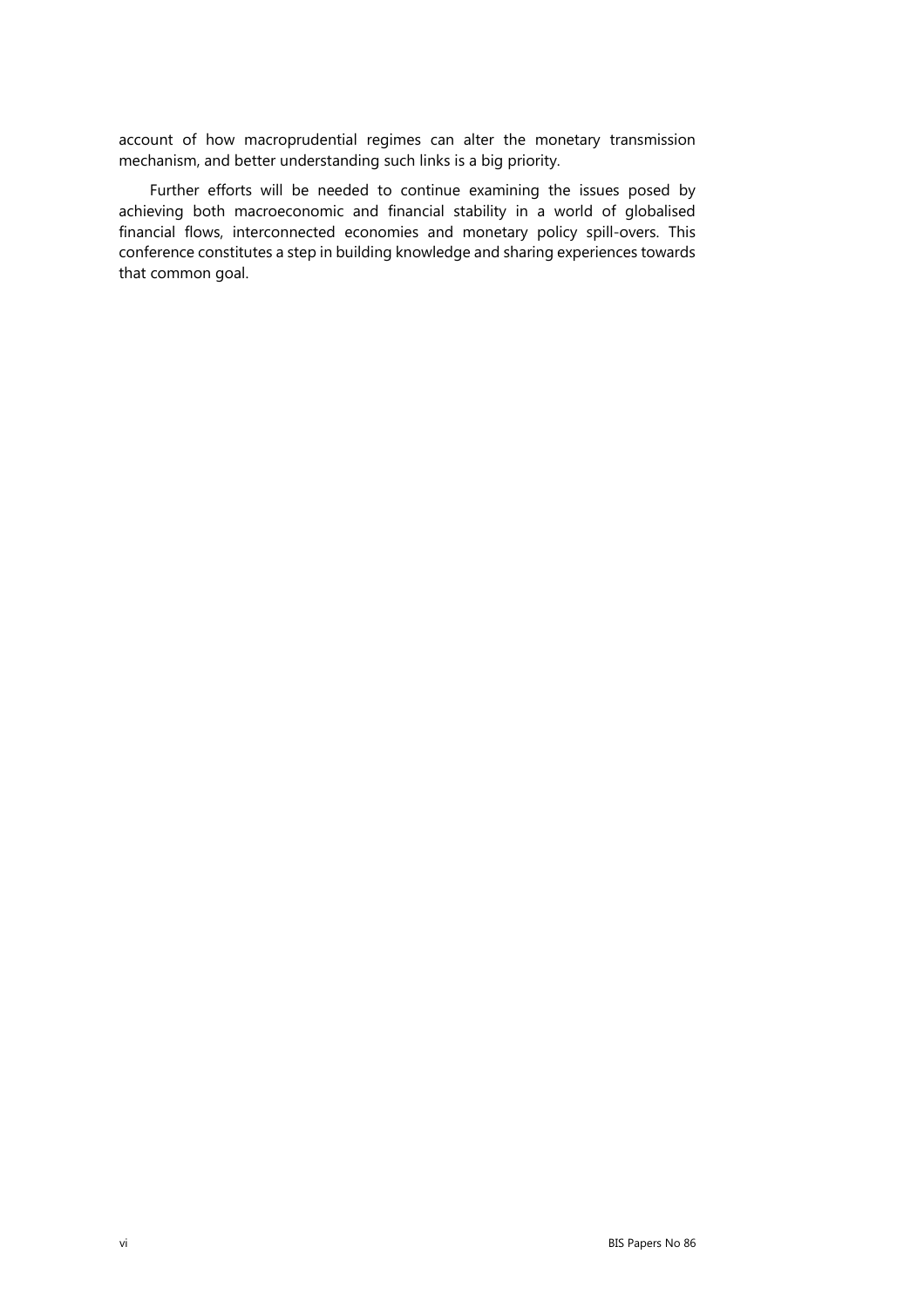account of how macroprudential regimes can alter the monetary transmission mechanism, and better understanding such links is a big priority.

Further efforts will be needed to continue examining the issues posed by achieving both macroeconomic and financial stability in a world of globalised financial flows, interconnected economies and monetary policy spill-overs. This conference constitutes a step in building knowledge and sharing experiences towards that common goal.